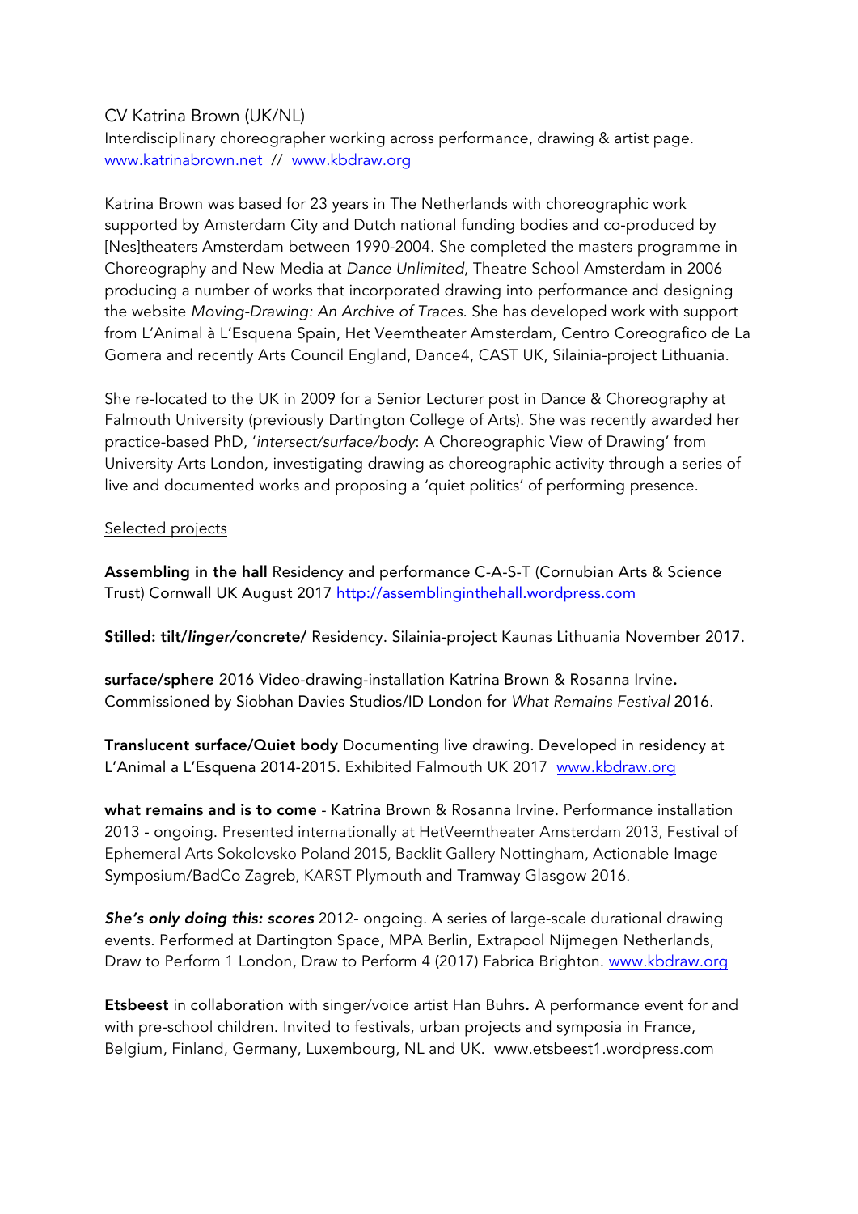CV Katrina Brown (UK/NL)

Interdisciplinary choreographer working across performance, drawing & artist page.
[www.katrinabrown.net](http://www.katrinabrown.net) // [www.kbdraw.org](http://www.kbdraw.org)

Katrina Brown was based for 23 years in The Netherlands with choreographic work supported by Amsterdam City and Dutch national funding bodies and co-produced by [Nes]theaters Amsterdam between 1990-2004. She completed the masters programme in Choreography and New Media at *Dance Unlimited*, Theatre School Amsterdam in 2006 producing a number of works that incorporated drawing into performance and designing the website *Moving-Drawing: An Archive of Traces.* She has developed work with support from L'Animal à L'Esquena Spain, Het Veemtheater Amsterdam, Centro Coreografico de La Gomera and recently Arts Council England, Dance4, CAST UK, Silainia-project Lithuania.

She re-located to the UK in 2009 for a Senior Lecturer post in Dance & Choreography at Falmouth University (previously Dartington College of Arts). She was recently awarded her practice-based PhD, '*intersect/surface/body*: A Choreographic View of Drawing' from University Arts London, investigating drawing as choreographic activity through a series of live and documented works and proposing a 'quiet politics' of performing presence.

<u>Selected projects</u>

**Assembling in the hall** Residency and performance C-A-S-T (Cornubian Arts & Science Trust) Cornwall UK August 2017 [http://assemblinginthehall.wordpress.com](http://assemblinginthehall.wordpress.com)

**Stilled: tilt/*linger/*concrete/** Residency. Silainia-project Kaunas Lithuania November 2017.

**surface/sphere** 2016 Video-drawing-installation Katrina Brown & Rosanna Irvine**.** Commissioned by Siobhan Davies Studios/ID London for *What Remains Festival* 2016.

**Translucent surface/Quiet body** Documenting live drawing. Developed in residency at L'Animal a L'Esquena 2014-2015. Exhibited Falmouth UK 2017 [www.kbdraw.org](http://www.kbdraw.org)

**what remains and is to come** - Katrina Brown & Rosanna Irvine. Performance installation 2013 - ongoing. Presented internationally at HetVeemtheater Amsterdam 2013, Festival of Ephemeral Arts Sokolovsko Poland 2015, Backlit Gallery Nottingham, Actionable Image Symposium/BadCo Zagreb, KARST Plymouth and Tramway Glasgow 2016.

***She's only doing this: scores*** 2012- ongoing. A series of large-scale durational drawing events. Performed at Dartington Space, MPA Berlin, Extrapool Nijmegen Netherlands, Draw to Perform 1 London, Draw to Perform 4 (2017) Fabrica Brighton. [www.kbdraw.org](http://www.kbdraw.org)

**Etsbeest** in collaboration with singer/voice artist Han Buhrs**.** A performance event for and with pre-school children. Invited to festivals, urban projects and symposia in France, Belgium, Finland, Germany, Luxembourg, NL and UK. www.etsbeest1.wordpress.com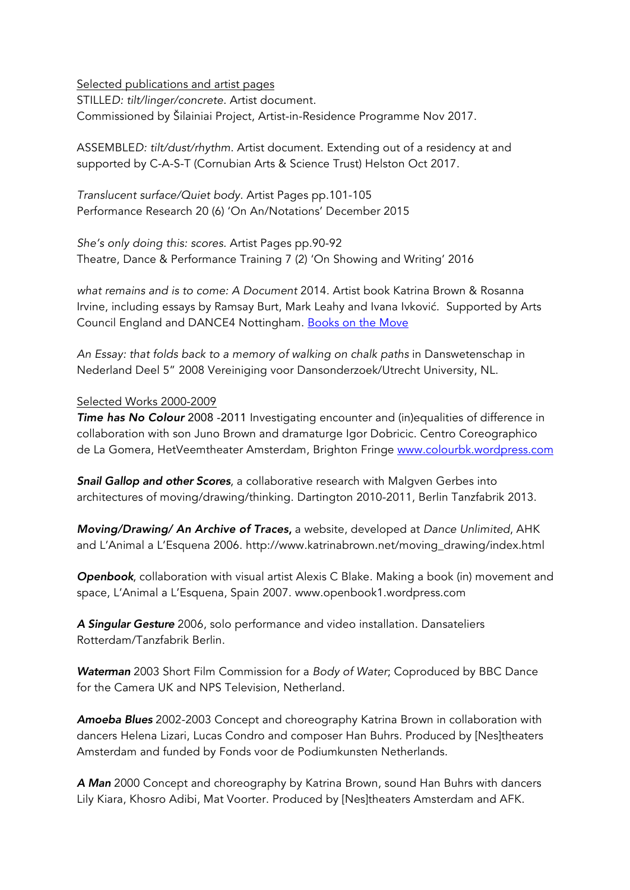Selected publications and artist pages

STILLE*D: tilt/linger/concrete*. Artist document.
Commissioned by Šilainiai Project, Artist-in-Residence Programme Nov 2017.

ASSEMBLE*D: tilt/dust/rhythm*. Artist document. Extending out of a residency at and supported by C-A-S-T (Cornubian Arts & Science Trust) Helston Oct 2017.

*Translucent surface/Quiet body*. Artist Pages pp.101-105
Performance Research 20 (6) 'On An/Notations' December 2015

*She's only doing this: scores*. Artist Pages pp.90-92
Theatre, Dance & Performance Training 7 (2) 'On Showing and Writing' 2016

*what remains and is to come: A Document* 2014. Artist book Katrina Brown & Rosanna Irvine, including essays by Ramsay Burt, Mark Leahy and Ivana Ivković. Supported by Arts Council England and DANCE4 Nottingham. [Books on the Move]

*An Essay: that folds back to a memory of walking on chalk paths* in Danswetenschap in Nederland Deel 5" 2008 Vereiniging voor Dansonderzoek/Utrecht University, NL.

Selected Works 2000-2009

***Time has No Colour*** 2008 -2011 Investigating encounter and (in)equalities of difference in collaboration with son Juno Brown and dramaturge Igor Dobricic. Centro Coreographico de La Gomera, HetVeemtheater Amsterdam, Brighton Fringe www.colourbk.wordpress.com

***Snail Gallop and other Scores***, a collaborative research with Malgven Gerbes into architectures of moving/drawing/thinking. Dartington 2010-2011, Berlin Tanzfabrik 2013.

***Moving/Drawing/ An Archive of Traces***, a website, developed at *Dance Unlimited*, AHK and L'Animal a L'Esquena 2006. http://www.katrinabrown.net/moving_drawing/index.html

***Openbook***, collaboration with visual artist Alexis C Blake. Making a book (in) movement and space, L'Animal a L'Esquena, Spain 2007. www.openbook1.wordpress.com

***A Singular Gesture*** 2006, solo performance and video installation. Dansateliers Rotterdam/Tanzfabrik Berlin.

***Waterman*** 2003 Short Film Commission for a *Body of Water*; Coproduced by BBC Dance for the Camera UK and NPS Television, Netherland.

***Amoeba Blues*** 2002-2003 Concept and choreography Katrina Brown in collaboration with dancers Helena Lizari, Lucas Condro and composer Han Buhrs. Produced by [Nes]theaters Amsterdam and funded by Fonds voor de Podiumkunsten Netherlands.

***A Man*** 2000 Concept and choreography by Katrina Brown, sound Han Buhrs with dancers Lily Kiara, Khosro Adibi, Mat Voorter. Produced by [Nes]theaters Amsterdam and AFK.